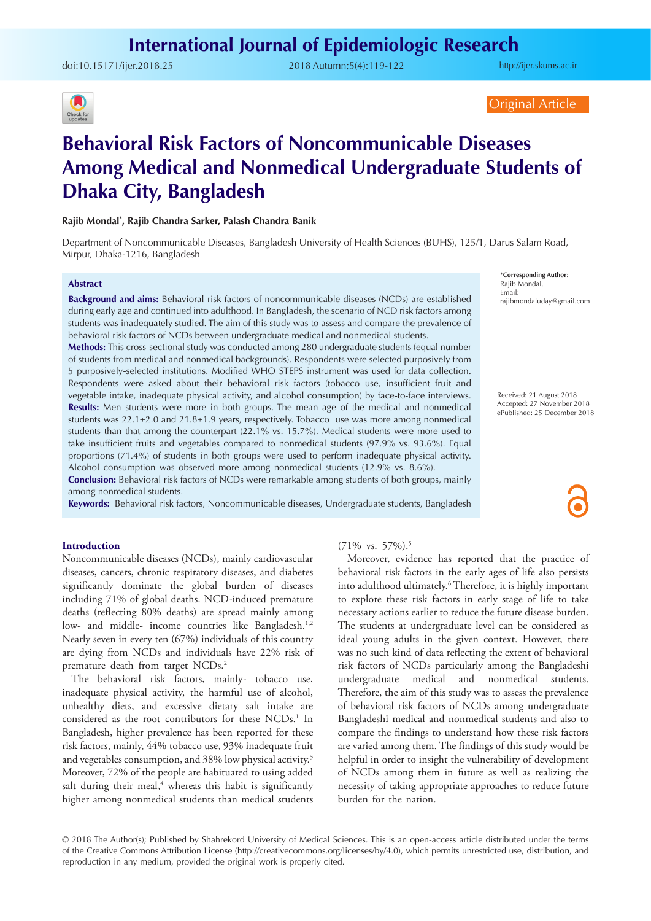Original Article

# Behavioral Risk Factors of Noncommunicable Diseases Among Medical and Nonmedical Undergraduate Students of Dhaka City, Bangladesh

**Rajib Mondal*, Rajib Chandra Sarker, Palash Chandra Banik**

Department of Noncommunicable Diseases, Bangladesh University of Health Sciences (BUHS), 125/1, Darus Salam Road, Mirpur, Dhaka-1216, Bangladesh

*Corresponding Author: Rajib Mondal, Email: rajibmondaluday@gmail.com

Received: 21 August 2018
Accepted: 27 November 2018
ePublished: 25 December 2018

## Abstract

**Background and aims:** Behavioral risk factors of noncommunicable diseases (NCDs) are established during early age and continued into adulthood. In Bangladesh, the scenario of NCD risk factors among students was inadequately studied. The aim of this study was to assess and compare the prevalence of behavioral risk factors of NCDs between undergraduate medical and nonmedical students.

**Methods:** This cross-sectional study was conducted among 280 undergraduate students (equal number of students from medical and nonmedical backgrounds). Respondents were selected purposively from 5 purposively-selected institutions. Modified WHO STEPS instrument was used for data collection. Respondents were asked about their behavioral risk factors (tobacco use, insufficient fruit and vegetable intake, inadequate physical activity, and alcohol consumption) by face-to-face interviews.

**Results:** Men students were more in both groups. The mean age of the medical and nonmedical students was 22.1±2.0 and 21.8±1.9 years, respectively. Tobacco use was more among nonmedical students than that among the counterpart (22.1% vs. 15.7%). Medical students were more used to take insufficient fruits and vegetables compared to nonmedical students (97.9% vs. 93.6%). Equal proportions (71.4%) of students in both groups were used to perform inadequate physical activity. Alcohol consumption was observed more among nonmedical students (12.9% vs. 8.6%).

**Conclusion:** Behavioral risk factors of NCDs were remarkable among students of both groups, mainly among nonmedical students.

**Keywords:** Behavioral risk factors, Noncommunicable diseases, Undergraduate students, Bangladesh

## Introduction

Noncommunicable diseases (NCDs), mainly cardiovascular diseases, cancers, chronic respiratory diseases, and diabetes significantly dominate the global burden of diseases including 71% of global deaths. NCD-induced premature deaths (reflecting 80% deaths) are spread mainly among low- and middle- income countries like Bangladesh.[1,2] Nearly seven in every ten (67%) individuals of this country are dying from NCDs and individuals have 22% risk of premature death from target NCDs.[2]

The behavioral risk factors, mainly- tobacco use, inadequate physical activity, the harmful use of alcohol, unhealthy diets, and excessive dietary salt intake are considered as the root contributors for these NCDs.[1] In Bangladesh, higher prevalence has been reported for these risk factors, mainly, 44% tobacco use, 93% inadequate fruit and vegetables consumption, and 38% low physical activity.[3] Moreover, 72% of the people are habituated to using added salt during their meal,[4] whereas this habit is significantly higher among nonmedical students than medical students (71% vs. 57%).[5]

Moreover, evidence has reported that the practice of behavioral risk factors in the early ages of life also persists into adulthood ultimately.[6] Therefore, it is highly important to explore these risk factors in early stage of life to take necessary actions earlier to reduce the future disease burden. The students at undergraduate level can be considered as ideal young adults in the given context. However, there was no such kind of data reflecting the extent of behavioral risk factors of NCDs particularly among the Bangladeshi undergraduate medical and nonmedical students. Therefore, the aim of this study was to assess the prevalence of behavioral risk factors of NCDs among undergraduate Bangladeshi medical and nonmedical students and also to compare the findings to understand how these risk factors are varied among them. The findings of this study would be helpful in order to insight the vulnerability of development of NCDs among them in future as well as realizing the necessity of taking appropriate approaches to reduce future burden for the nation.

© 2018 The Author(s); Published by Shahrekord University of Medical Sciences. This is an open-access article distributed under the terms of the Creative Commons Attribution License (http://creativecommons.org/licenses/by/4.0), which permits unrestricted use, distribution, and reproduction in any medium, provided the original work is properly cited.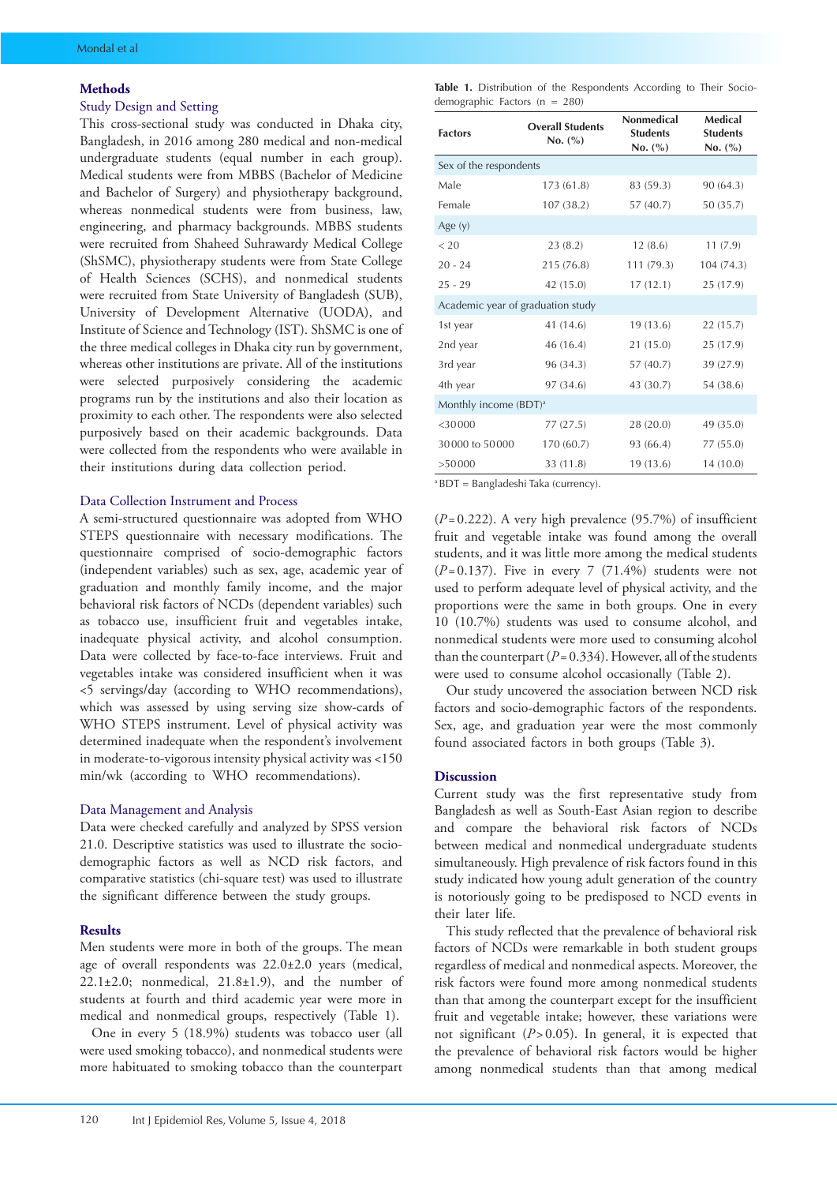## Methods

### Study Design and Setting

This cross-sectional study was conducted in Dhaka city, Bangladesh, in 2016 among 280 medical and non-medical undergraduate students (equal number in each group). Medical students were from MBBS (Bachelor of Medicine and Bachelor of Surgery) and physiotherapy background, whereas nonmedical students were from business, law, engineering, and pharmacy backgrounds. MBBS students were recruited from Shaheed Suhrawardy Medical College (ShSMC), physiotherapy students were from State College of Health Sciences (SCHS), and nonmedical students were recruited from State University of Bangladesh (SUB), University of Development Alternative (UODA), and Institute of Science and Technology (IST). ShSMC is one of the three medical colleges in Dhaka city run by government, whereas other institutions are private. All of the institutions were selected purposively considering the academic programs run by the institutions and also their location as proximity to each other. The respondents were also selected purposively based on their academic backgrounds. Data were collected from the respondents who were available in their institutions during data collection period.

### Data Collection Instrument and Process

A semi-structured questionnaire was adopted from WHO STEPS questionnaire with necessary modifications. The questionnaire comprised of socio-demographic factors (independent variables) such as sex, age, academic year of graduation and monthly family income, and the major behavioral risk factors of NCDs (dependent variables) such as tobacco use, insufficient fruit and vegetables intake, inadequate physical activity, and alcohol consumption. Data were collected by face-to-face interviews. Fruit and vegetables intake was considered insufficient when it was <5 servings/day (according to WHO recommendations), which was assessed by using serving size show-cards of WHO STEPS instrument. Level of physical activity was determined inadequate when the respondent's involvement in moderate-to-vigorous intensity physical activity was <150 min/wk (according to WHO recommendations).

### Data Management and Analysis

Data were checked carefully and analyzed by SPSS version 21.0. Descriptive statistics was used to illustrate the socio-demographic factors as well as NCD risk factors, and comparative statistics (chi-square test) was used to illustrate the significant difference between the study groups.

## Results

Men students were more in both of the groups. The mean age of overall respondents was 22.0±2.0 years (medical, 22.1±2.0; nonmedical, 21.8±1.9), and the number of students at fourth and third academic year were more in medical and nonmedical groups, respectively (Table 1).

**Table 1.** Distribution of the Respondents According to Their Socio-demographic Factors (n = 280)

| Factors | Overall Students No. (%) | Nonmedical Students No. (%) | Medical Students No. (%) |
|---|---|---|---|
| Sex of the respondents | | | |
| Male | 173 (61.8) | 83 (59.3) | 90 (64.3) |
| Female | 107 (38.2) | 57 (40.7) | 50 (35.7) |
| Age (y) | | | |
| < 20 | 23 (8.2) | 12 (8.6) | 11 (7.9) |
| 20 - 24 | 215 (76.8) | 111 (79.3) | 104 (74.3) |
| 25 - 29 | 42 (15.0) | 17 (12.1) | 25 (17.9) |
| Academic year of graduation study | | | |
| 1st year | 41 (14.6) | 19 (13.6) | 22 (15.7) |
| 2nd year | 46 (16.4) | 21 (15.0) | 25 (17.9) |
| 3rd year | 96 (34.3) | 57 (40.7) | 39 (27.9) |
| 4th year | 97 (34.6) | 43 (30.7) | 54 (38.6) |
| Monthly income (BDT)[a] | | | |
| <30000 | 77 (27.5) | 28 (20.0) | 49 (35.0) |
| 30000 to 50000 | 170 (60.7) | 93 (66.4) | 77 (55.0) |
| >50000 | 33 (11.8) | 19 (13.6) | 14 (10.0) |

[a] BDT = Bangladeshi Taka (currency).

One in every 5 (18.9%) students was tobacco user (all were used smoking tobacco), and nonmedical students were more habituated to smoking tobacco than the counterpart ($P$ = 0.222). A very high prevalence (95.7%) of insufficient fruit and vegetable intake was found among the overall students, and it was little more among the medical students ($P$ = 0.137). Five in every 7 (71.4%) students were not used to perform adequate level of physical activity, and the proportions were the same in both groups. One in every 10 (10.7%) students was used to consume alcohol, and nonmedical students were more used to consuming alcohol than the counterpart ($P$ = 0.334). However, all of the students were used to consume alcohol occasionally (Table 2).

Our study uncovered the association between NCD risk factors and socio-demographic factors of the respondents. Sex, age, and graduation year were the most commonly found associated factors in both groups (Table 3).

## Discussion

Current study was the first representative study from Bangladesh as well as South-East Asian region to describe and compare the behavioral risk factors of NCDs between medical and nonmedical undergraduate students simultaneously. High prevalence of risk factors found in this study indicated how young adult generation of the country is notoriously going to be predisposed to NCD events in their later life.

This study reflected that the prevalence of behavioral risk factors of NCDs were remarkable in both student groups regardless of medical and nonmedical aspects. Moreover, the risk factors were found more among nonmedical students than that among the counterpart except for the insufficient fruit and vegetable intake; however, these variations were not significant ($P$ > 0.05). In general, it is expected that the prevalence of behavioral risk factors would be higher among nonmedical students than that among medical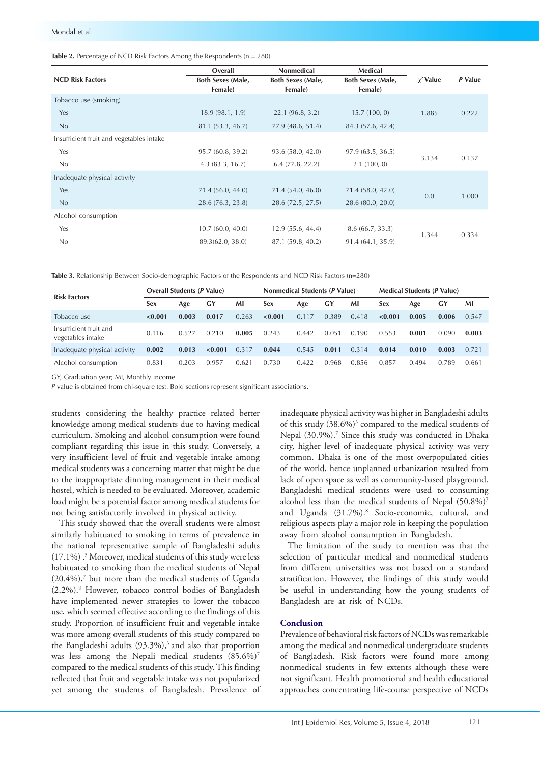**Table 2.** Percentage of NCD Risk Factors Among the Respondents (n = 280)

| NCD Risk Factors | Overall Both Sexes (Male, Female) | Nonmedical Both Sexes (Male, Female) | Medical Both Sexes (Male, Female) | $\chi^2$ Value | *P* Value |
|---|---|---|---|---|---|
| Tobacco use (smoking) | | | | | |
| Yes | 18.9 (98.1, 1.9) | 22.1 (96.8, 3.2) | 15.7 (100, 0) | 1.885 | 0.222 |
| No | 81.1 (53.3, 46.7) | 77.9 (48.6, 51.4) | 84.3 (57.6, 42.4) | | |
| Insufficient fruit and vegetables intake | | | | | |
| Yes | 95.7 (60.8, 39.2) | 93.6 (58.0, 42.0) | 97.9 (63.5, 36.5) | 3.134 | 0.137 |
| No | 4.3 (83.3, 16.7) | 6.4 (77.8, 22.2) | 2.1 (100, 0) | | |
| Inadequate physical activity | | | | | |
| Yes | 71.4 (56.0, 44.0) | 71.4 (54.0, 46.0) | 71.4 (58.0, 42.0) | 0.0 | 1.000 |
| No | 28.6 (76.3, 23.8) | 28.6 (72.5, 27.5) | 28.6 (80.0, 20.0) | | |
| Alcohol consumption | | | | | |
| Yes | 10.7 (60.0, 40.0) | 12.9 (55.6, 44.4) | 8.6 (66.7, 33.3) | 1.344 | 0.334 |
| No | 89.3(62.0, 38.0) | 87.1 (59.8, 40.2) | 91.4 (64.1, 35.9) | | |

**Table 3.** Relationship Between Socio-demographic Factors of the Respondents and NCD Risk Factors (n=280)

| Risk Factors | Overall Students (*P* Value) | | | | Nonmedical Students (*P* Value) | | | | Medical Students (*P* Value) | | | |
|---|---|---|---|---|---|---|---|---|---|---|---|---|
| | Sex | Age | GY | MI | Sex | Age | GY | MI | Sex | Age | GY | MI |
| Tobacco use | **<0.001** | **0.003** | **0.017** | 0.263 | **<0.001** | 0.117 | 0.389 | 0.418 | **<0.001** | **0.005** | **0.006** | 0.547 |
| Insufficient fruit and vegetables intake | 0.116 | 0.527 | 0.210 | **0.005** | 0.243 | 0.442 | 0.051 | 0.190 | 0.553 | **0.001** | 0.090 | **0.003** |
| Inadequate physical activity | **0.002** | **0.013** | **<0.001** | 0.317 | **0.044** | 0.545 | **0.011** | 0.314 | **0.014** | **0.010** | **0.003** | 0.721 |
| Alcohol consumption | 0.831 | 0.203 | 0.957 | 0.621 | 0.730 | 0.422 | 0.968 | 0.856 | 0.857 | 0.494 | 0.789 | 0.661 |

GY, Graduation year; MI, Monthly income.
*P* value is obtained from chi-square test. Bold sections represent significant associations.

students considering the healthy practice related better knowledge among medical students due to having medical curriculum. Smoking and alcohol consumption were found compliant regarding this issue in this study. Conversely, a very insufficient level of fruit and vegetable intake among medical students was a concerning matter that might be due to the inappropriate dinning management in their medical hostel, which is needed to be evaluated. Moreover, academic load might be a potential factor among medical students for not being satisfactorily involved in physical activity.

This study showed that the overall students were almost similarly habituated to smoking in terms of prevalence in the national representative sample of Bangladeshi adults (17.1%) .[3] Moreover, medical students of this study were less habituated to smoking than the medical students of Nepal (20.4%),[7] but more than the medical students of Uganda (2.2%).[8] However, tobacco control bodies of Bangladesh have implemented newer strategies to lower the tobacco use, which seemed effective according to the findings of this study. Proportion of insufficient fruit and vegetable intake was more among overall students of this study compared to the Bangladeshi adults (93.3%),[3] and also that proportion was less among the Nepali medical students (85.6%)[7] compared to the medical students of this study. This finding reflected that fruit and vegetable intake was not popularized yet among the students of Bangladesh. Prevalence of inadequate physical activity was higher in Bangladeshi adults of this study (38.6%)[3] compared to the medical students of Nepal (30.9%).[7] Since this study was conducted in Dhaka city, higher level of inadequate physical activity was very common. Dhaka is one of the most overpopulated cities of the world, hence unplanned urbanization resulted from lack of open space as well as community-based playground. Bangladeshi medical students were used to consuming alcohol less than the medical students of Nepal (50.8%)[7] and Uganda (31.7%).[8] Socio-economic, cultural, and religious aspects play a major role in keeping the population away from alcohol consumption in Bangladesh.

The limitation of the study to mention was that the selection of particular medical and nonmedical students from different universities was not based on a standard stratification. However, the findings of this study would be useful in understanding how the young students of Bangladesh are at risk of NCDs.

## Conclusion

Prevalence of behavioral risk factors of NCDs was remarkable among the medical and nonmedical undergraduate students of Bangladesh. Risk factors were found more among nonmedical students in few extents although these were not significant. Health promotional and health educational approaches concentrating life-course perspective of NCDs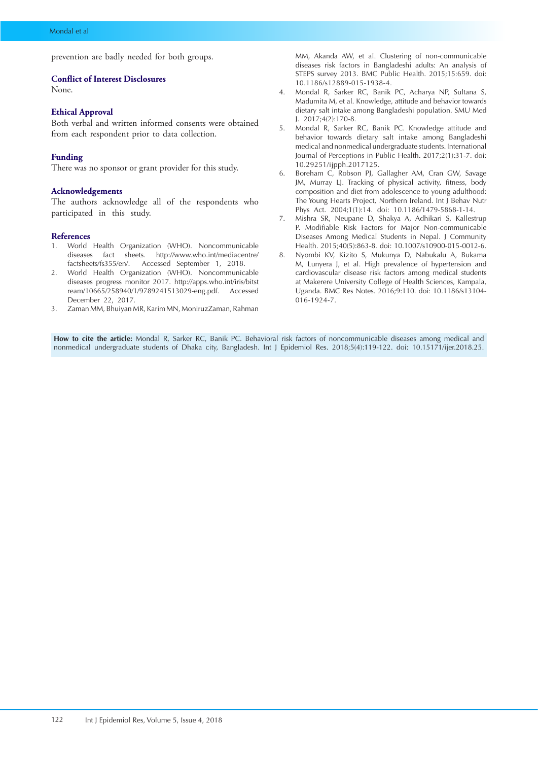prevention are badly needed for both groups.

## Conflict of Interest Disclosures

None.

## Ethical Approval

Both verbal and written informed consents were obtained from each respondent prior to data collection.

## Funding

There was no sponsor or grant provider for this study.

## Acknowledgements

The authors acknowledge all of the respondents who participated in this study.

## References

1. World Health Organization (WHO). Noncommunicable diseases fact sheets. http://www.who.int/mediacentre/factsheets/fs355/en/. Accessed September 1, 2018.
2. World Health Organization (WHO). Noncommunicable diseases progress monitor 2017. http://apps.who.int/iris/bitstream/10665/258940/1/9789241513029-eng.pdf. Accessed December 22, 2017.
3. Zaman MM, Bhuiyan MR, Karim MN, MoniruzZaman, Rahman MM, Akanda AW, et al. Clustering of non-communicable diseases risk factors in Bangladeshi adults: An analysis of STEPS survey 2013. BMC Public Health. 2015;15:659. doi: 10.1186/s12889-015-1938-4.
4. Mondal R, Sarker RC, Banik PC, Acharya NP, Sultana S, Madumita M, et al. Knowledge, attitude and behavior towards dietary salt intake among Bangladeshi population. SMU Med J. 2017;4(2):170-8.
5. Mondal R, Sarker RC, Banik PC. Knowledge attitude and behavior towards dietary salt intake among Bangladeshi medical and nonmedical undergraduate students. International Journal of Perceptions in Public Health. 2017;2(1):31-7. doi: 10.29251/ijpph.2017125.
6. Boreham C, Robson PJ, Gallagher AM, Cran GW, Savage JM, Murray LJ. Tracking of physical activity, fitness, body composition and diet from adolescence to young adulthood: The Young Hearts Project, Northern Ireland. Int J Behav Nutr Phys Act. 2004;1(1):14. doi: 10.1186/1479-5868-1-14.
7. Mishra SR, Neupane D, Shakya A, Adhikari S, Kallestrup P. Modifiable Risk Factors for Major Non-communicable Diseases Among Medical Students in Nepal. J Community Health. 2015;40(5):863-8. doi: 10.1007/s10900-015-0012-6.
8. Nyombi KV, Kizito S, Mukunya D, Nabukalu A, Bukama M, Lunyera J, et al. High prevalence of hypertension and cardiovascular disease risk factors among medical students at Makerere University College of Health Sciences, Kampala, Uganda. BMC Res Notes. 2016;9:110. doi: 10.1186/s13104-016-1924-7.

**How to cite the article:** Mondal R, Sarker RC, Banik PC. Behavioral risk factors of noncommunicable diseases among medical and nonmedical undergraduate students of Dhaka city, Bangladesh. Int J Epidemiol Res. 2018;5(4):119-122. doi: 10.15171/ijer.2018.25.